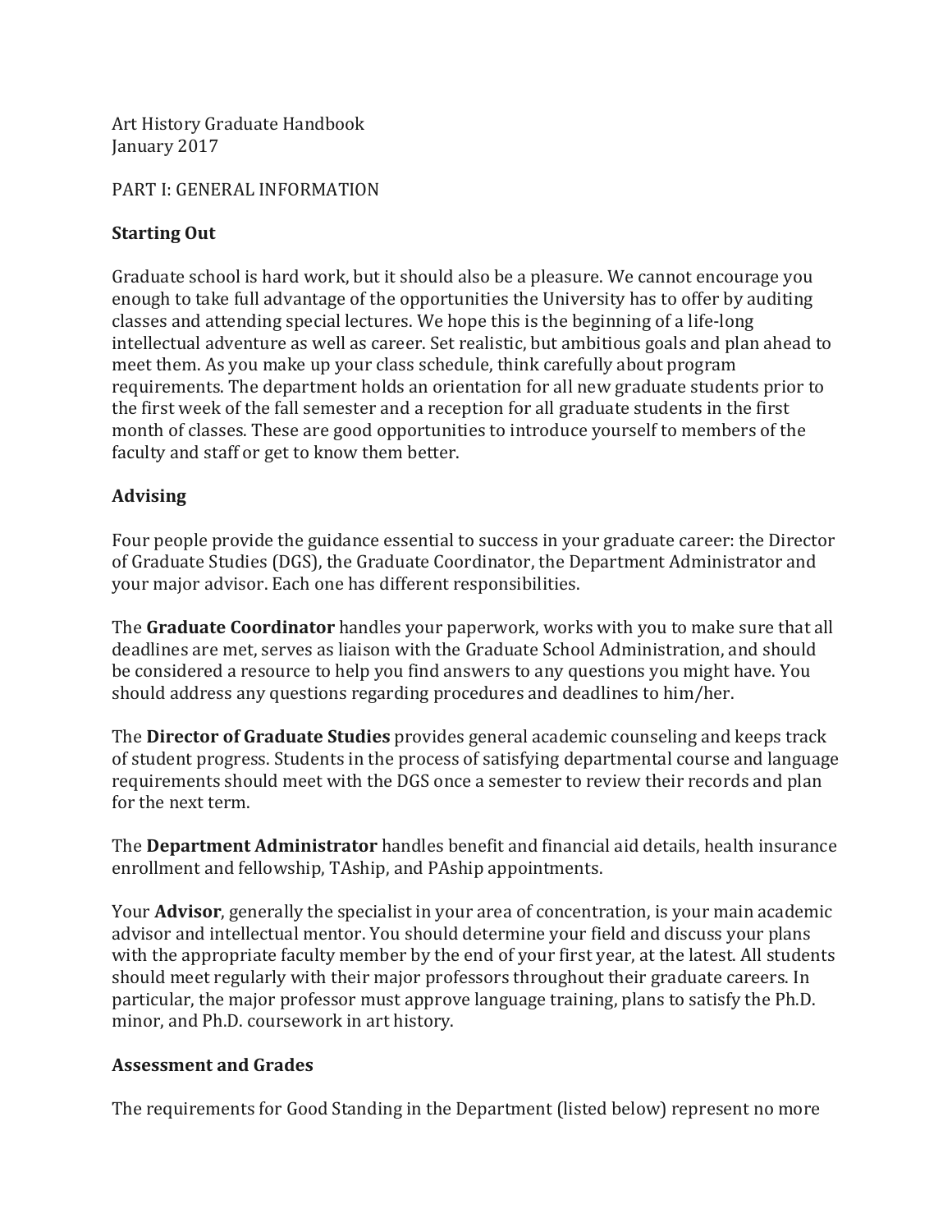Art History Graduate Handbook
January 2017

PART I: GENERAL INFORMATION

## Starting Out

Graduate school is hard work, but it should also be a pleasure. We cannot encourage you enough to take full advantage of the opportunities the University has to offer by auditing classes and attending special lectures. We hope this is the beginning of a life-long intellectual adventure as well as career. Set realistic, but ambitious goals and plan ahead to meet them. As you make up your class schedule, think carefully about program requirements. The department holds an orientation for all new graduate students prior to the first week of the fall semester and a reception for all graduate students in the first month of classes. These are good opportunities to introduce yourself to members of the faculty and staff or get to know them better.

## Advising

Four people provide the guidance essential to success in your graduate career: the Director of Graduate Studies (DGS), the Graduate Coordinator, the Department Administrator and your major advisor. Each one has different responsibilities.

The **Graduate Coordinator** handles your paperwork, works with you to make sure that all deadlines are met, serves as liaison with the Graduate School Administration, and should be considered a resource to help you find answers to any questions you might have. You should address any questions regarding procedures and deadlines to him/her.

The **Director of Graduate Studies** provides general academic counseling and keeps track of student progress. Students in the process of satisfying departmental course and language requirements should meet with the DGS once a semester to review their records and plan for the next term.

The **Department Administrator** handles benefit and financial aid details, health insurance enrollment and fellowship, TAship, and PAship appointments.

Your **Advisor**, generally the specialist in your area of concentration, is your main academic advisor and intellectual mentor. You should determine your field and discuss your plans with the appropriate faculty member by the end of your first year, at the latest. All students should meet regularly with their major professors throughout their graduate careers. In particular, the major professor must approve language training, plans to satisfy the Ph.D. minor, and Ph.D. coursework in art history.

## Assessment and Grades

The requirements for Good Standing in the Department (listed below) represent no more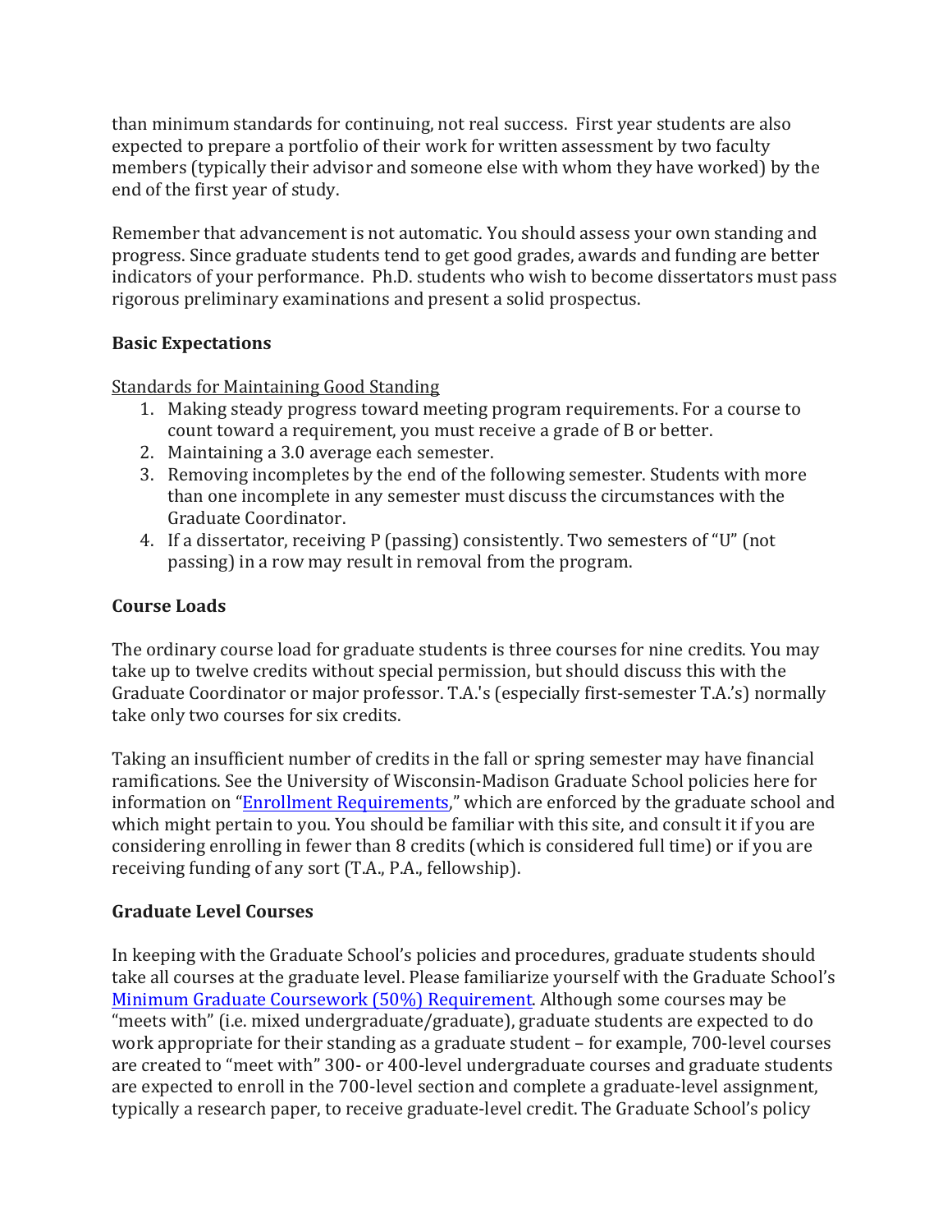than minimum standards for continuing, not real success. First year students are also expected to prepare a portfolio of their work for written assessment by two faculty members (typically their advisor and someone else with whom they have worked) by the end of the first year of study.

Remember that advancement is not automatic. You should assess your own standing and progress. Since graduate students tend to get good grades, awards and funding are better indicators of your performance. Ph.D. students who wish to become dissertators must pass rigorous preliminary examinations and present a solid prospectus.

## Basic Expectations

Standards for Maintaining Good Standing

1. Making steady progress toward meeting program requirements. For a course to count toward a requirement, you must receive a grade of B or better.
2. Maintaining a 3.0 average each semester.
3. Removing incompletes by the end of the following semester. Students with more than one incomplete in any semester must discuss the circumstances with the Graduate Coordinator.
4. If a dissertator, receiving P (passing) consistently. Two semesters of "U" (not passing) in a row may result in removal from the program.

## Course Loads

The ordinary course load for graduate students is three courses for nine credits. You may take up to twelve credits without special permission, but should discuss this with the Graduate Coordinator or major professor. T.A.'s (especially first-semester T.A.'s) normally take only two courses for six credits.

Taking an insufficient number of credits in the fall or spring semester may have financial ramifications. See the University of Wisconsin-Madison Graduate School policies here for information on "Enrollment Requirements," which are enforced by the graduate school and which might pertain to you. You should be familiar with this site, and consult it if you are considering enrolling in fewer than 8 credits (which is considered full time) or if you are receiving funding of any sort (T.A., P.A., fellowship).

## Graduate Level Courses

In keeping with the Graduate School's policies and procedures, graduate students should take all courses at the graduate level. Please familiarize yourself with the Graduate School's Minimum Graduate Coursework (50%) Requirement. Although some courses may be "meets with" (i.e. mixed undergraduate/graduate), graduate students are expected to do work appropriate for their standing as a graduate student – for example, 700-level courses are created to "meet with" 300- or 400-level undergraduate courses and graduate students are expected to enroll in the 700-level section and complete a graduate-level assignment, typically a research paper, to receive graduate-level credit. The Graduate School's policy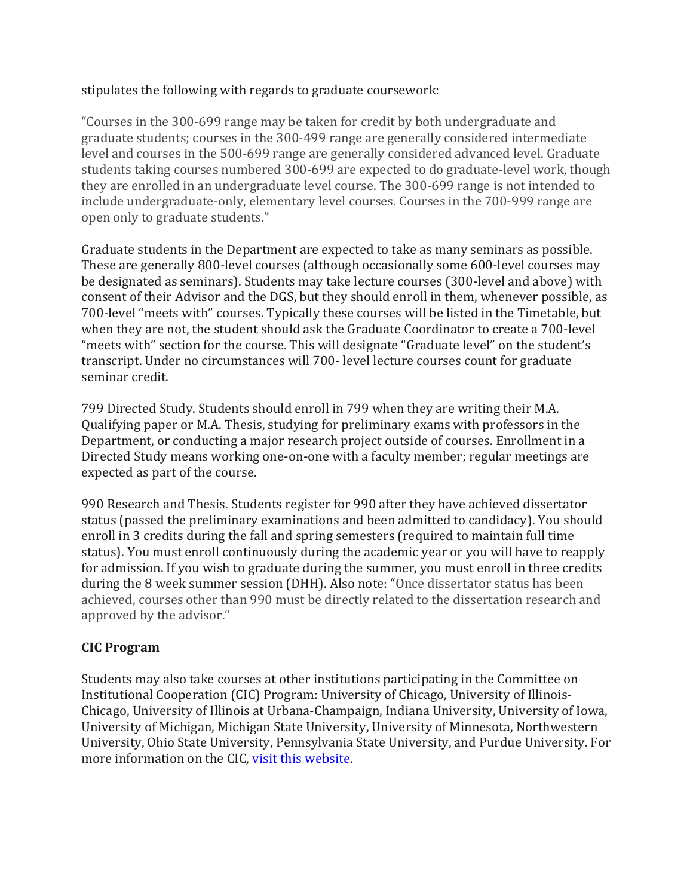stipulates the following with regards to graduate coursework:

"Courses in the 300-699 range may be taken for credit by both undergraduate and graduate students; courses in the 300-499 range are generally considered intermediate level and courses in the 500-699 range are generally considered advanced level. Graduate students taking courses numbered 300-699 are expected to do graduate-level work, though they are enrolled in an undergraduate level course. The 300-699 range is not intended to include undergraduate-only, elementary level courses. Courses in the 700-999 range are open only to graduate students."

Graduate students in the Department are expected to take as many seminars as possible. These are generally 800-level courses (although occasionally some 600-level courses may be designated as seminars). Students may take lecture courses (300-level and above) with consent of their Advisor and the DGS, but they should enroll in them, whenever possible, as 700-level "meets with" courses. Typically these courses will be listed in the Timetable, but when they are not, the student should ask the Graduate Coordinator to create a 700-level "meets with" section for the course. This will designate "Graduate level" on the student's transcript. Under no circumstances will 700- level lecture courses count for graduate seminar credit.

799 Directed Study. Students should enroll in 799 when they are writing their M.A. Qualifying paper or M.A. Thesis, studying for preliminary exams with professors in the Department, or conducting a major research project outside of courses. Enrollment in a Directed Study means working one-on-one with a faculty member; regular meetings are expected as part of the course.

990 Research and Thesis. Students register for 990 after they have achieved dissertator status (passed the preliminary examinations and been admitted to candidacy). You should enroll in 3 credits during the fall and spring semesters (required to maintain full time status). You must enroll continuously during the academic year or you will have to reapply for admission. If you wish to graduate during the summer, you must enroll in three credits during the 8 week summer session (DHH). Also note: "Once dissertator status has been achieved, courses other than 990 must be directly related to the dissertation research and approved by the advisor."

**CIC Program**

Students may also take courses at other institutions participating in the Committee on Institutional Cooperation (CIC) Program: University of Chicago, University of Illinois-Chicago, University of Illinois at Urbana-Champaign, Indiana University, University of Iowa, University of Michigan, Michigan State University, University of Minnesota, Northwestern University, Ohio State University, Pennsylvania State University, and Purdue University. For more information on the CIC, visit this website.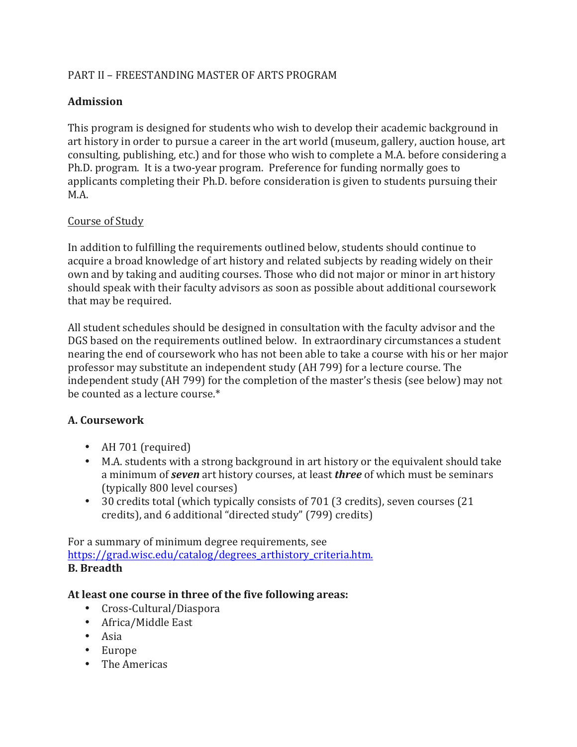PART II – FREESTANDING MASTER OF ARTS PROGRAM

**Admission**

This program is designed for students who wish to develop their academic background in art history in order to pursue a career in the art world (museum, gallery, auction house, art consulting, publishing, etc.) and for those who wish to complete a M.A. before considering a Ph.D. program. It is a two-year program. Preference for funding normally goes to applicants completing their Ph.D. before consideration is given to students pursuing their M.A.

<u>Course of Study</u>

In addition to fulfilling the requirements outlined below, students should continue to acquire a broad knowledge of art history and related subjects by reading widely on their own and by taking and auditing courses. Those who did not major or minor in art history should speak with their faculty advisors as soon as possible about additional coursework that may be required.

All student schedules should be designed in consultation with the faculty advisor and the DGS based on the requirements outlined below. In extraordinary circumstances a student nearing the end of coursework who has not been able to take a course with his or her major professor may substitute an independent study (AH 799) for a lecture course. The independent study (AH 799) for the completion of the master's thesis (see below) may not be counted as a lecture course.*

**A. Coursework**

- AH 701 (required)
- M.A. students with a strong background in art history or the equivalent should take a minimum of ***seven*** art history courses, at least ***three*** of which must be seminars (typically 800 level courses)
- 30 credits total (which typically consists of 701 (3 credits), seven courses (21 credits), and 6 additional "directed study" (799) credits)

For a summary of minimum degree requirements, see [https://grad.wisc.edu/catalog/degrees_arthistory_criteria.htm.](https://grad.wisc.edu/catalog/degrees_arthistory_criteria.htm)

**B. Breadth**

**At least one course in three of the five following areas:**

- Cross-Cultural/Diaspora
- Africa/Middle East
- Asia
- Europe
- The Americas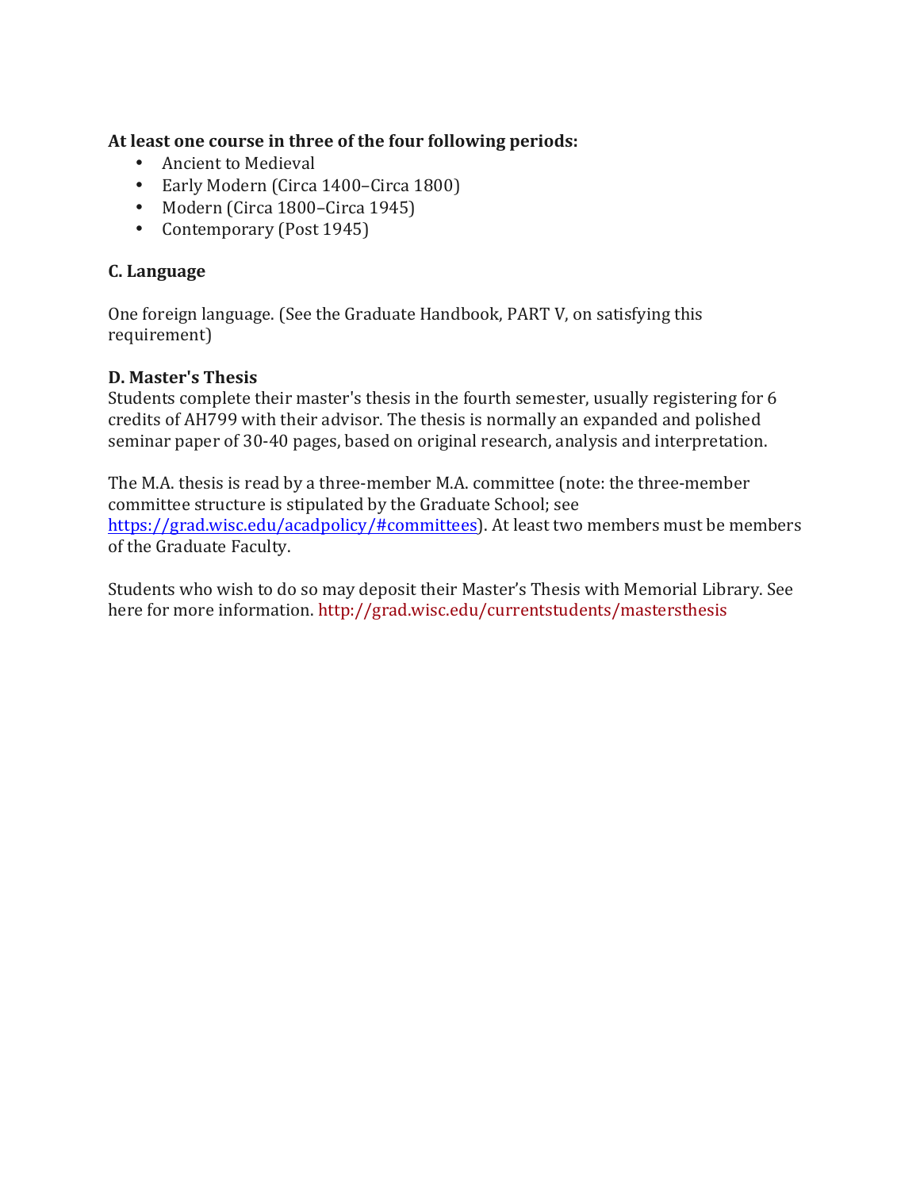**At least one course in three of the four following periods:**

- Ancient to Medieval
- Early Modern (Circa 1400–Circa 1800)
- Modern (Circa 1800–Circa 1945)
- Contemporary (Post 1945)

### C. Language

One foreign language. (See the Graduate Handbook, PART V, on satisfying this requirement)

### D. Master's Thesis

Students complete their master's thesis in the fourth semester, usually registering for 6 credits of AH799 with their advisor. The thesis is normally an expanded and polished seminar paper of 30-40 pages, based on original research, analysis and interpretation.

The M.A. thesis is read by a three-member M.A. committee (note: the three-member committee structure is stipulated by the Graduate School; see [https://grad.wisc.edu/acadpolicy/#committees](https://grad.wisc.edu/acadpolicy/#committees)). At least two members must be members of the Graduate Faculty.

Students who wish to do so may deposit their Master's Thesis with Memorial Library. See here for more information. http://grad.wisc.edu/currentstudents/mastersthesis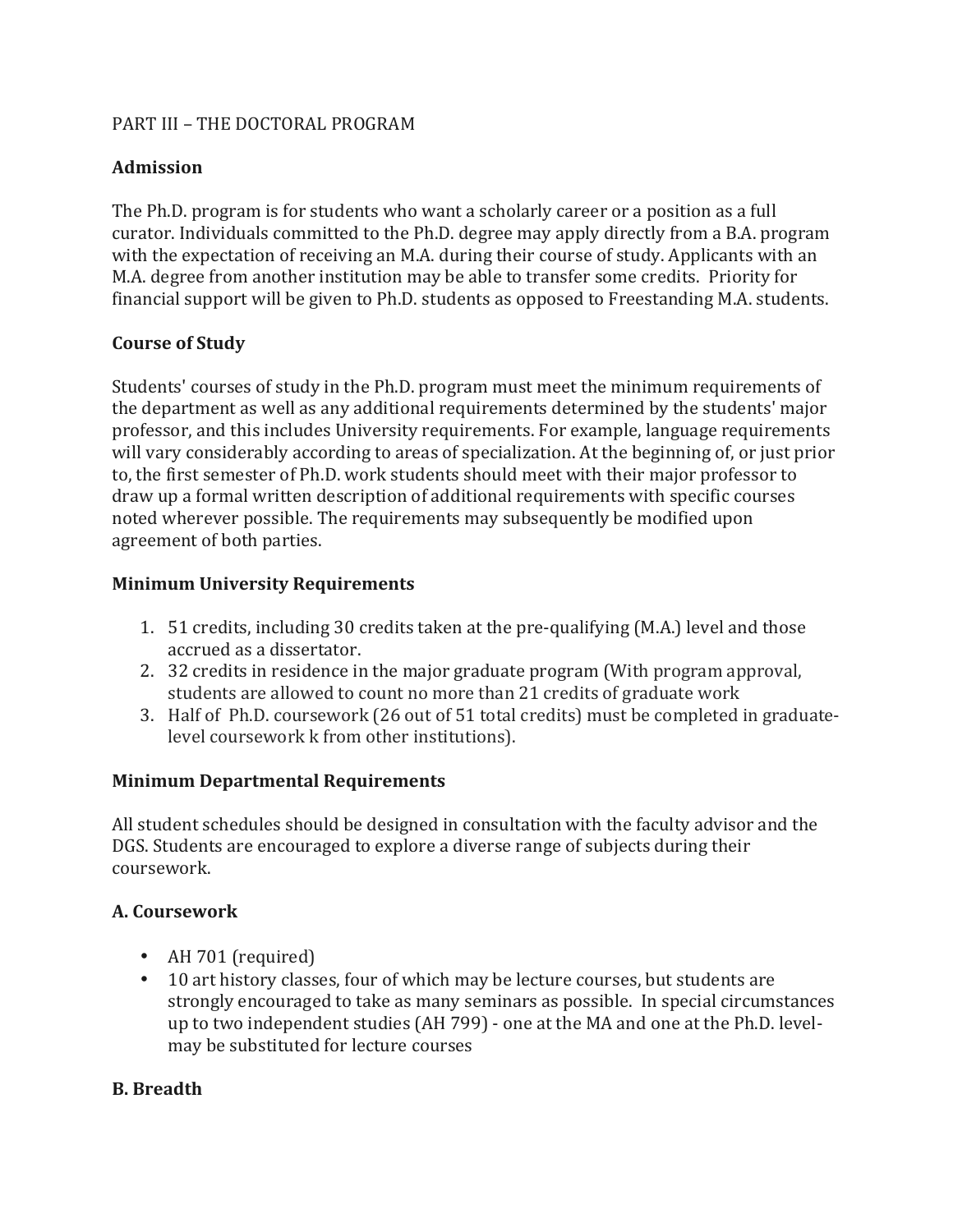PART III – THE DOCTORAL PROGRAM

**Admission**

The Ph.D. program is for students who want a scholarly career or a position as a full curator. Individuals committed to the Ph.D. degree may apply directly from a B.A. program with the expectation of receiving an M.A. during their course of study. Applicants with an M.A. degree from another institution may be able to transfer some credits. Priority for financial support will be given to Ph.D. students as opposed to Freestanding M.A. students.

**Course of Study**

Students' courses of study in the Ph.D. program must meet the minimum requirements of the department as well as any additional requirements determined by the students' major professor, and this includes University requirements. For example, language requirements will vary considerably according to areas of specialization. At the beginning of, or just prior to, the first semester of Ph.D. work students should meet with their major professor to draw up a formal written description of additional requirements with specific courses noted wherever possible. The requirements may subsequently be modified upon agreement of both parties.

**Minimum University Requirements**

1. 51 credits, including 30 credits taken at the pre-qualifying (M.A.) level and those accrued as a dissertator.
2. 32 credits in residence in the major graduate program (With program approval, students are allowed to count no more than 21 credits of graduate work
3. Half of Ph.D. coursework (26 out of 51 total credits) must be completed in graduate-level coursework k from other institutions).

**Minimum Departmental Requirements**

All student schedules should be designed in consultation with the faculty advisor and the DGS. Students are encouraged to explore a diverse range of subjects during their coursework.

**A. Coursework**

- AH 701 (required)
- 10 art history classes, four of which may be lecture courses, but students are strongly encouraged to take as many seminars as possible. In special circumstances up to two independent studies (AH 799) - one at the MA and one at the Ph.D. level-may be substituted for lecture courses

**B. Breadth**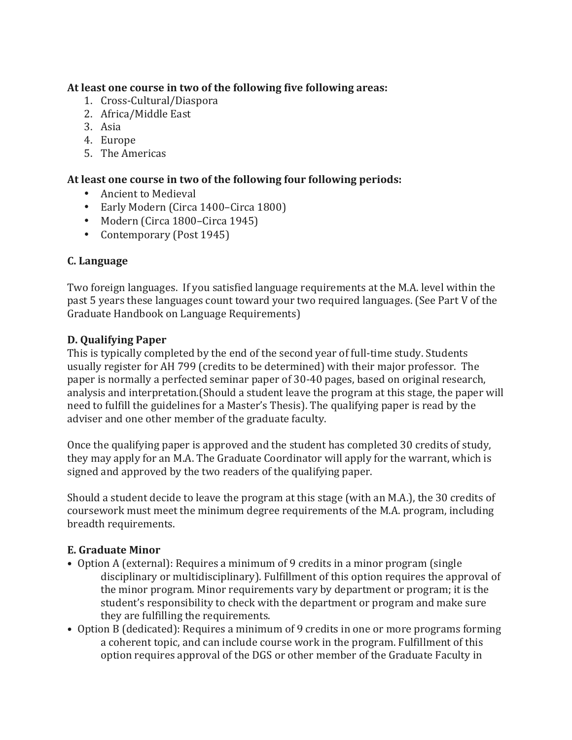**At least one course in two of the following five following areas:**

1. Cross-Cultural/Diaspora
2. Africa/Middle East
3. Asia
4. Europe
5. The Americas

**At least one course in two of the following four following periods:**

- Ancient to Medieval
- Early Modern (Circa 1400–Circa 1800)
- Modern (Circa 1800–Circa 1945)
- Contemporary (Post 1945)

**C. Language**

Two foreign languages. If you satisfied language requirements at the M.A. level within the past 5 years these languages count toward your two required languages. (See Part V of the Graduate Handbook on Language Requirements)

**D. Qualifying Paper**

This is typically completed by the end of the second year of full-time study. Students usually register for AH 799 (credits to be determined) with their major professor. The paper is normally a perfected seminar paper of 30-40 pages, based on original research, analysis and interpretation.(Should a student leave the program at this stage, the paper will need to fulfill the guidelines for a Master's Thesis). The qualifying paper is read by the adviser and one other member of the graduate faculty.

Once the qualifying paper is approved and the student has completed 30 credits of study, they may apply for an M.A. The Graduate Coordinator will apply for the warrant, which is signed and approved by the two readers of the qualifying paper.

Should a student decide to leave the program at this stage (with an M.A.), the 30 credits of coursework must meet the minimum degree requirements of the M.A. program, including breadth requirements.

**E. Graduate Minor**

- Option A (external): Requires a minimum of 9 credits in a minor program (single disciplinary or multidisciplinary). Fulfillment of this option requires the approval of the minor program. Minor requirements vary by department or program; it is the student's responsibility to check with the department or program and make sure they are fulfilling the requirements.
- Option B (dedicated): Requires a minimum of 9 credits in one or more programs forming a coherent topic, and can include course work in the program. Fulfillment of this option requires approval of the DGS or other member of the Graduate Faculty in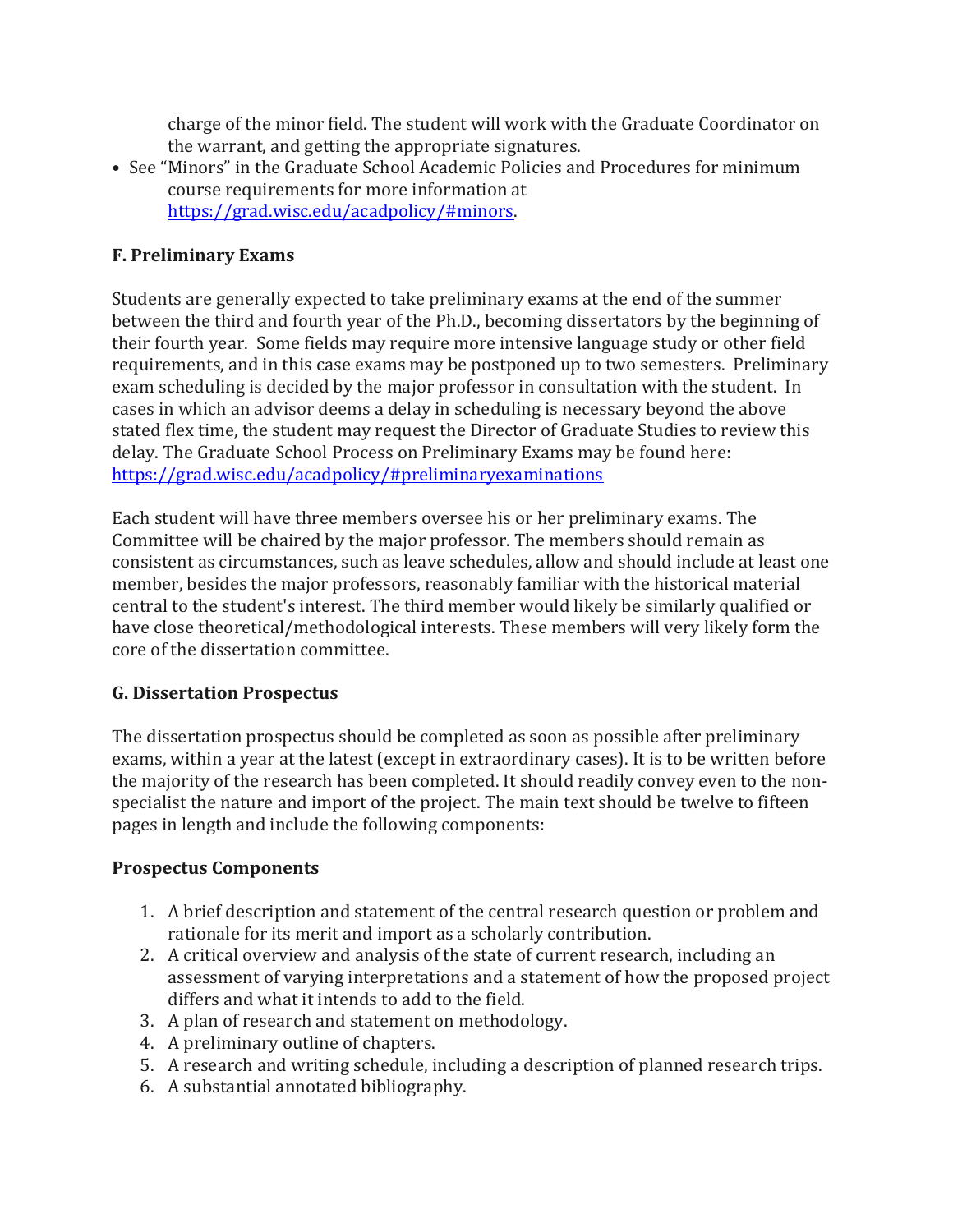charge of the minor field. The student will work with the Graduate Coordinator on the warrant, and getting the appropriate signatures.

- See "Minors" in the Graduate School Academic Policies and Procedures for minimum course requirements for more information at [https://grad.wisc.edu/acadpolicy/#minors](https://grad.wisc.edu/acadpolicy/#minors).

**F. Preliminary Exams**

Students are generally expected to take preliminary exams at the end of the summer between the third and fourth year of the Ph.D., becoming dissertators by the beginning of their fourth year. Some fields may require more intensive language study or other field requirements, and in this case exams may be postponed up to two semesters. Preliminary exam scheduling is decided by the major professor in consultation with the student. In cases in which an advisor deems a delay in scheduling is necessary beyond the above stated flex time, the student may request the Director of Graduate Studies to review this delay. The Graduate School Process on Preliminary Exams may be found here: [https://grad.wisc.edu/acadpolicy/#preliminaryexaminations](https://grad.wisc.edu/acadpolicy/#preliminaryexaminations)

Each student will have three members oversee his or her preliminary exams. The Committee will be chaired by the major professor. The members should remain as consistent as circumstances, such as leave schedules, allow and should include at least one member, besides the major professors, reasonably familiar with the historical material central to the student's interest. The third member would likely be similarly qualified or have close theoretical/methodological interests. These members will very likely form the core of the dissertation committee.

**G. Dissertation Prospectus**

The dissertation prospectus should be completed as soon as possible after preliminary exams, within a year at the latest (except in extraordinary cases). It is to be written before the majority of the research has been completed. It should readily convey even to the non-specialist the nature and import of the project. The main text should be twelve to fifteen pages in length and include the following components:

**Prospectus Components**

1. A brief description and statement of the central research question or problem and rationale for its merit and import as a scholarly contribution.
2. A critical overview and analysis of the state of current research, including an assessment of varying interpretations and a statement of how the proposed project differs and what it intends to add to the field.
3. A plan of research and statement on methodology.
4. A preliminary outline of chapters.
5. A research and writing schedule, including a description of planned research trips.
6. A substantial annotated bibliography.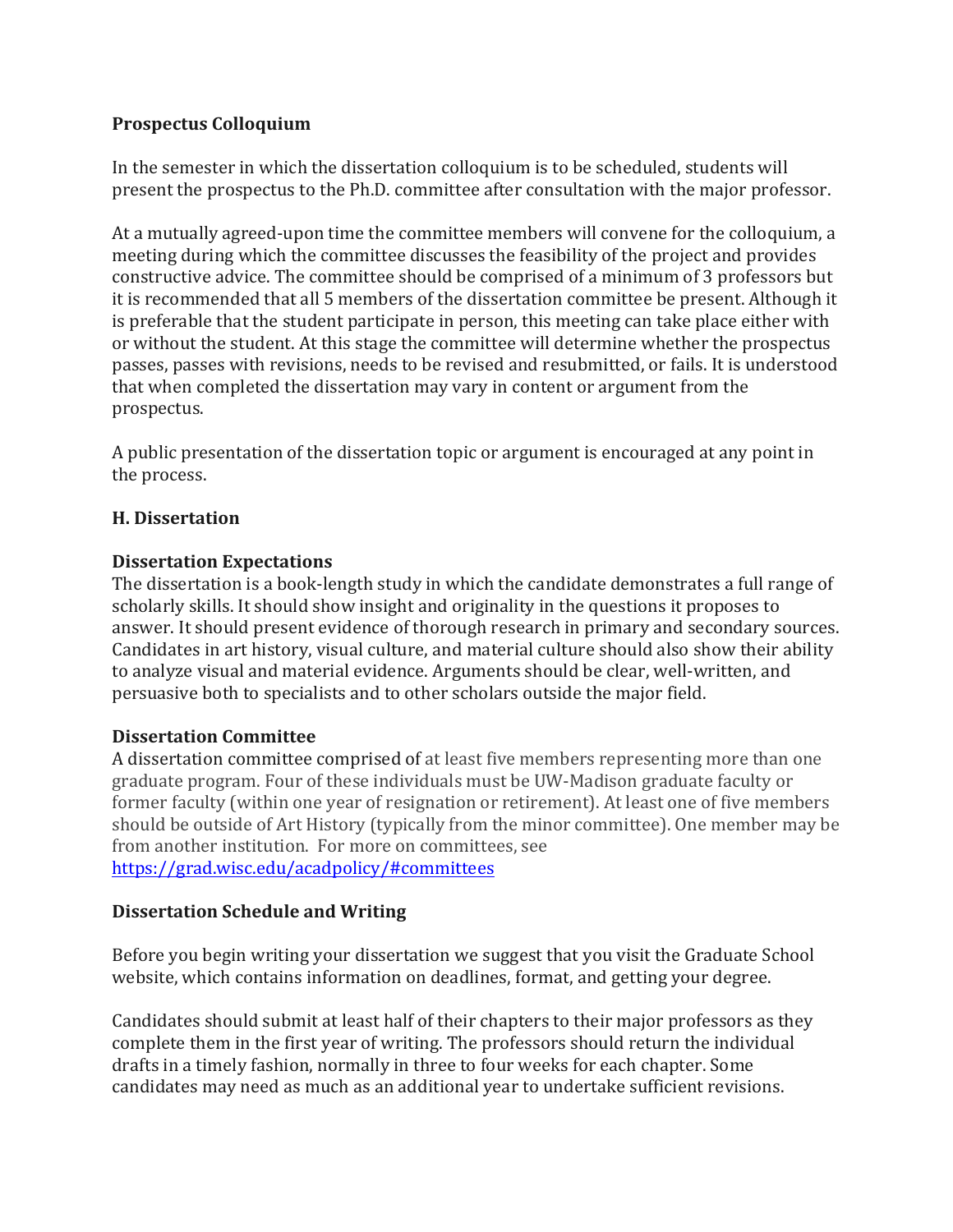**Prospectus Colloquium**

In the semester in which the dissertation colloquium is to be scheduled, students will present the prospectus to the Ph.D. committee after consultation with the major professor.

At a mutually agreed-upon time the committee members will convene for the colloquium, a meeting during which the committee discusses the feasibility of the project and provides constructive advice. The committee should be comprised of a minimum of 3 professors but it is recommended that all 5 members of the dissertation committee be present. Although it is preferable that the student participate in person, this meeting can take place either with or without the student. At this stage the committee will determine whether the prospectus passes, passes with revisions, needs to be revised and resubmitted, or fails. It is understood that when completed the dissertation may vary in content or argument from the prospectus.

A public presentation of the dissertation topic or argument is encouraged at any point in the process.

## H. Dissertation

**Dissertation Expectations**

The dissertation is a book-length study in which the candidate demonstrates a full range of scholarly skills. It should show insight and originality in the questions it proposes to answer. It should present evidence of thorough research in primary and secondary sources. Candidates in art history, visual culture, and material culture should also show their ability to analyze visual and material evidence. Arguments should be clear, well-written, and persuasive both to specialists and to other scholars outside the major field.

**Dissertation Committee**

A dissertation committee comprised of at least five members representing more than one graduate program. Four of these individuals must be UW-Madison graduate faculty or former faculty (within one year of resignation or retirement). At least one of five members should be outside of Art History (typically from the minor committee). One member may be from another institution. For more on committees, see https://grad.wisc.edu/acadpolicy/#committees

**Dissertation Schedule and Writing**

Before you begin writing your dissertation we suggest that you visit the Graduate School website, which contains information on deadlines, format, and getting your degree.

Candidates should submit at least half of their chapters to their major professors as they complete them in the first year of writing. The professors should return the individual drafts in a timely fashion, normally in three to four weeks for each chapter. Some candidates may need as much as an additional year to undertake sufficient revisions.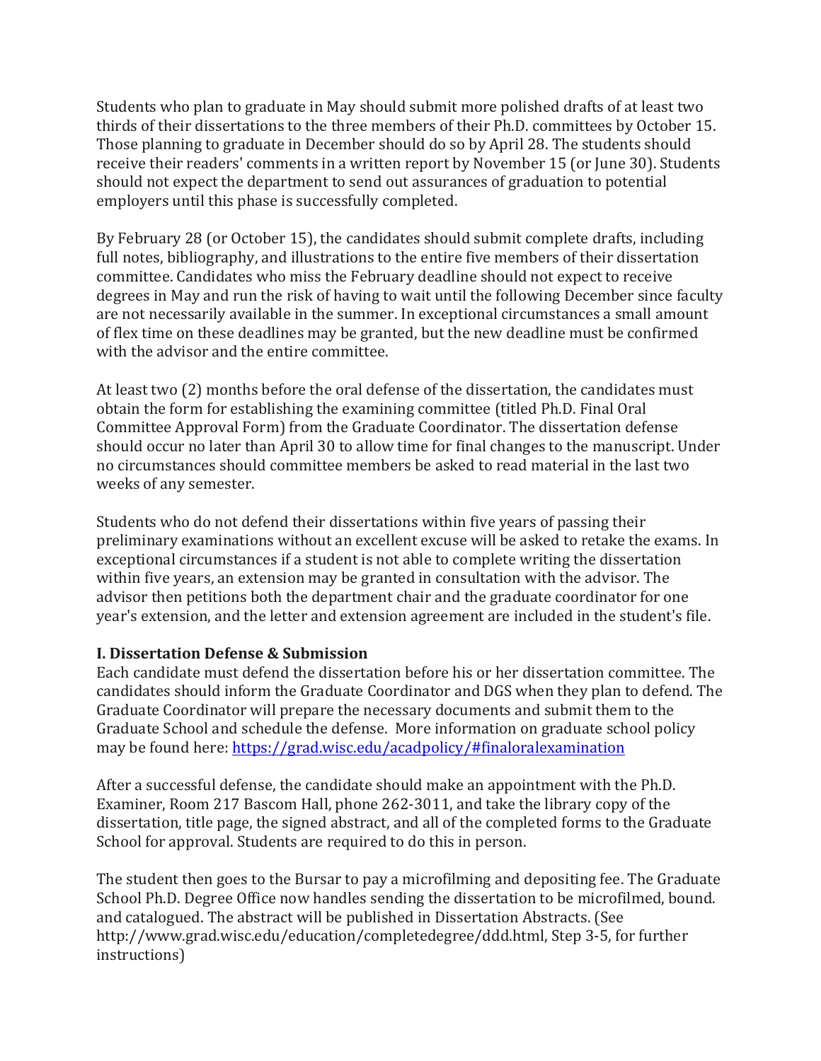Students who plan to graduate in May should submit more polished drafts of at least two thirds of their dissertations to the three members of their Ph.D. committees by October 15. Those planning to graduate in December should do so by April 28. The students should receive their readers' comments in a written report by November 15 (or June 30). Students should not expect the department to send out assurances of graduation to potential employers until this phase is successfully completed.

By February 28 (or October 15), the candidates should submit complete drafts, including full notes, bibliography, and illustrations to the entire five members of their dissertation committee. Candidates who miss the February deadline should not expect to receive degrees in May and run the risk of having to wait until the following December since faculty are not necessarily available in the summer. In exceptional circumstances a small amount of flex time on these deadlines may be granted, but the new deadline must be confirmed with the advisor and the entire committee.

At least two (2) months before the oral defense of the dissertation, the candidates must obtain the form for establishing the examining committee (titled Ph.D. Final Oral Committee Approval Form) from the Graduate Coordinator. The dissertation defense should occur no later than April 30 to allow time for final changes to the manuscript. Under no circumstances should committee members be asked to read material in the last two weeks of any semester.

Students who do not defend their dissertations within five years of passing their preliminary examinations without an excellent excuse will be asked to retake the exams. In exceptional circumstances if a student is not able to complete writing the dissertation within five years, an extension may be granted in consultation with the advisor. The advisor then petitions both the department chair and the graduate coordinator for one year's extension, and the letter and extension agreement are included in the student's file.

**I. Dissertation Defense & Submission**

Each candidate must defend the dissertation before his or her dissertation committee. The candidates should inform the Graduate Coordinator and DGS when they plan to defend. The Graduate Coordinator will prepare the necessary documents and submit them to the Graduate School and schedule the defense. More information on graduate school policy may be found here: https://grad.wisc.edu/acadpolicy/#finaloralexamination

After a successful defense, the candidate should make an appointment with the Ph.D. Examiner, Room 217 Bascom Hall, phone 262-3011, and take the library copy of the dissertation, title page, the signed abstract, and all of the completed forms to the Graduate School for approval. Students are required to do this in person.

The student then goes to the Bursar to pay a microfilming and depositing fee. The Graduate School Ph.D. Degree Office now handles sending the dissertation to be microfilmed, bound. and catalogued. The abstract will be published in Dissertation Abstracts. (See http://www.grad.wisc.edu/education/completedegree/ddd.html, Step 3-5, for further instructions)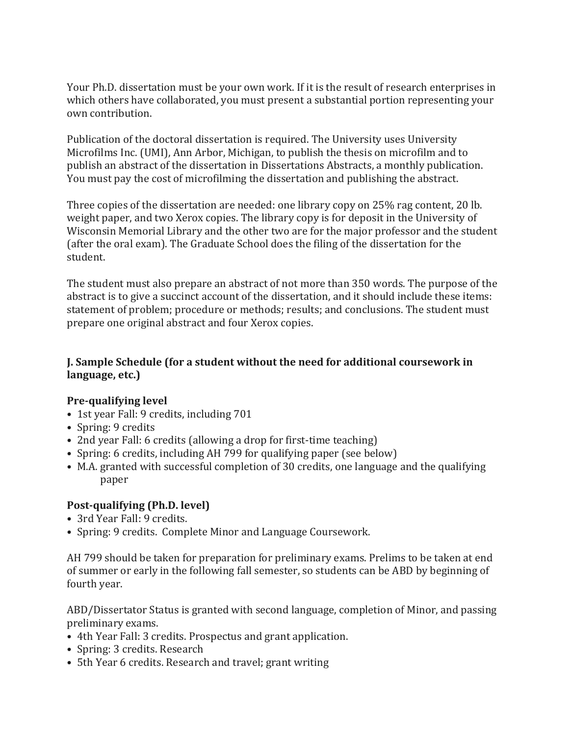Your Ph.D. dissertation must be your own work. If it is the result of research enterprises in which others have collaborated, you must present a substantial portion representing your own contribution.

Publication of the doctoral dissertation is required. The University uses University Microfilms Inc. (UMI), Ann Arbor, Michigan, to publish the thesis on microfilm and to publish an abstract of the dissertation in Dissertations Abstracts, a monthly publication. You must pay the cost of microfilming the dissertation and publishing the abstract.

Three copies of the dissertation are needed: one library copy on 25% rag content, 20 lb. weight paper, and two Xerox copies. The library copy is for deposit in the University of Wisconsin Memorial Library and the other two are for the major professor and the student (after the oral exam). The Graduate School does the filing of the dissertation for the student.

The student must also prepare an abstract of not more than 350 words. The purpose of the abstract is to give a succinct account of the dissertation, and it should include these items: statement of problem; procedure or methods; results; and conclusions. The student must prepare one original abstract and four Xerox copies.

### J. Sample Schedule (for a student without the need for additional coursework in language, etc.)

**Pre-qualifying level**

- 1st year Fall: 9 credits, including 701
- Spring: 9 credits
- 2nd year Fall: 6 credits (allowing a drop for first-time teaching)
- Spring: 6 credits, including AH 799 for qualifying paper (see below)
- M.A. granted with successful completion of 30 credits, one language and the qualifying paper

**Post-qualifying (Ph.D. level)**

- 3rd Year Fall: 9 credits.
- Spring: 9 credits. Complete Minor and Language Coursework.

AH 799 should be taken for preparation for preliminary exams. Prelims to be taken at end of summer or early in the following fall semester, so students can be ABD by beginning of fourth year.

ABD/Dissertator Status is granted with second language, completion of Minor, and passing preliminary exams.

- 4th Year Fall: 3 credits. Prospectus and grant application.
- Spring: 3 credits. Research
- 5th Year 6 credits. Research and travel; grant writing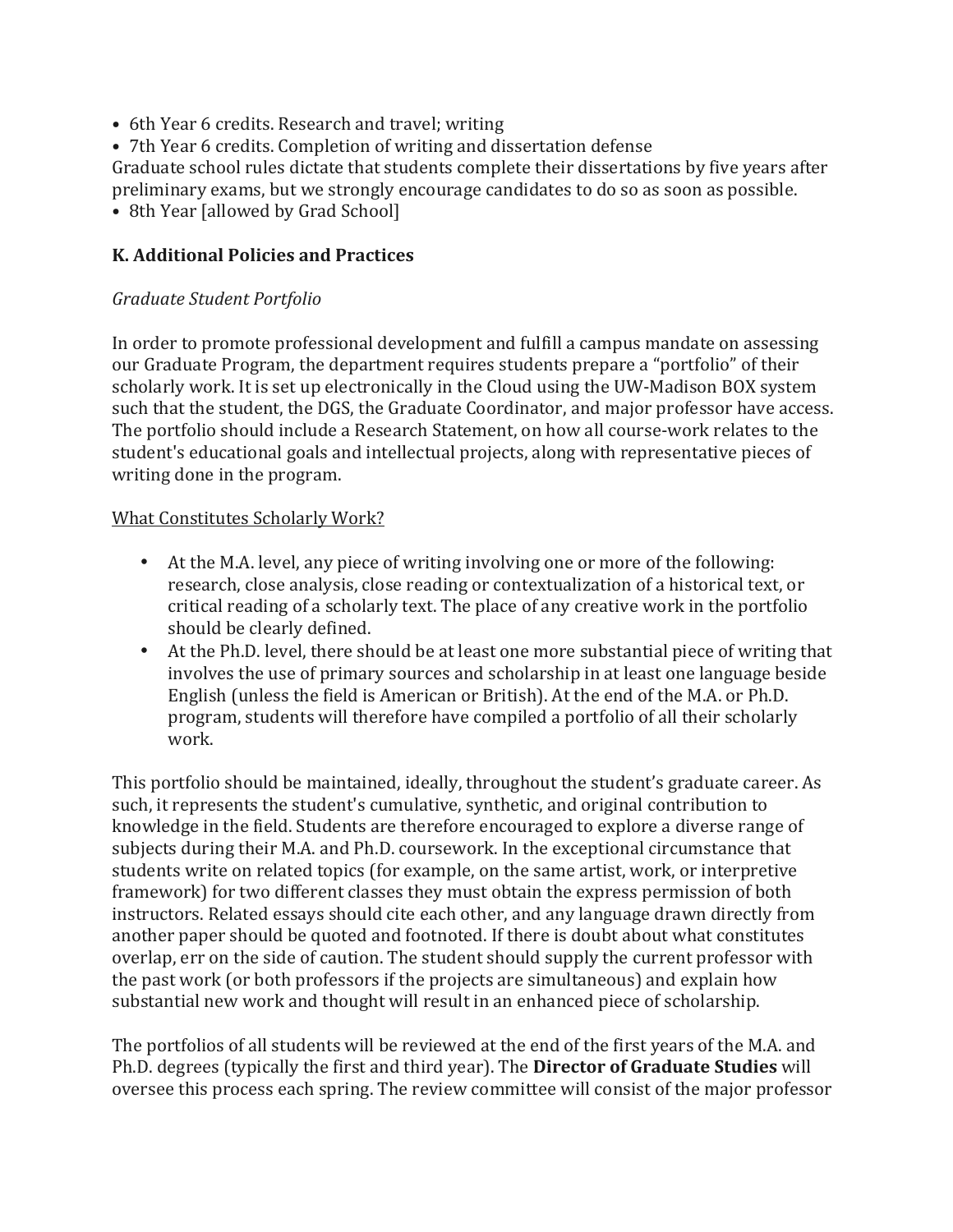- 6th Year 6 credits. Research and travel; writing
- 7th Year 6 credits. Completion of writing and dissertation defense

Graduate school rules dictate that students complete their dissertations by five years after preliminary exams, but we strongly encourage candidates to do so as soon as possible.

- 8th Year [allowed by Grad School]

## K. Additional Policies and Practices

*Graduate Student Portfolio*

In order to promote professional development and fulfill a campus mandate on assessing our Graduate Program, the department requires students prepare a "portfolio" of their scholarly work. It is set up electronically in the Cloud using the UW-Madison BOX system such that the student, the DGS, the Graduate Coordinator, and major professor have access. The portfolio should include a Research Statement, on how all course-work relates to the student's educational goals and intellectual projects, along with representative pieces of writing done in the program.

<u>What Constitutes Scholarly Work?</u>

- At the M.A. level, any piece of writing involving one or more of the following: research, close analysis, close reading or contextualization of a historical text, or critical reading of a scholarly text. The place of any creative work in the portfolio should be clearly defined.
- At the Ph.D. level, there should be at least one more substantial piece of writing that involves the use of primary sources and scholarship in at least one language beside English (unless the field is American or British). At the end of the M.A. or Ph.D. program, students will therefore have compiled a portfolio of all their scholarly work.

This portfolio should be maintained, ideally, throughout the student's graduate career. As such, it represents the student's cumulative, synthetic, and original contribution to knowledge in the field. Students are therefore encouraged to explore a diverse range of subjects during their M.A. and Ph.D. coursework. In the exceptional circumstance that students write on related topics (for example, on the same artist, work, or interpretive framework) for two different classes they must obtain the express permission of both instructors. Related essays should cite each other, and any language drawn directly from another paper should be quoted and footnoted. If there is doubt about what constitutes overlap, err on the side of caution. The student should supply the current professor with the past work (or both professors if the projects are simultaneous) and explain how substantial new work and thought will result in an enhanced piece of scholarship.

The portfolios of all students will be reviewed at the end of the first years of the M.A. and Ph.D. degrees (typically the first and third year). The **Director of Graduate Studies** will oversee this process each spring. The review committee will consist of the major professor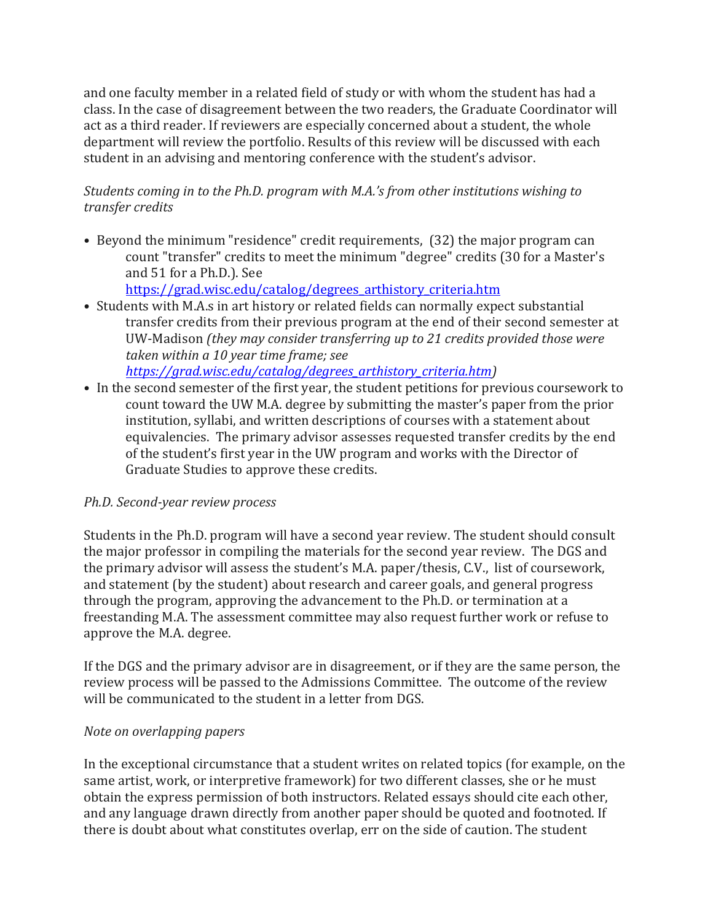and one faculty member in a related field of study or with whom the student has had a class. In the case of disagreement between the two readers, the Graduate Coordinator will act as a third reader. If reviewers are especially concerned about a student, the whole department will review the portfolio. Results of this review will be discussed with each student in an advising and mentoring conference with the student's advisor.

*Students coming in to the Ph.D. program with M.A.'s from other institutions wishing to transfer credits*

- Beyond the minimum "residence" credit requirements, (32) the major program can count "transfer" credits to meet the minimum "degree" credits (30 for a Master's and 51 for a Ph.D.). See [https://grad.wisc.edu/catalog/degrees_arthistory_criteria.htm](https://grad.wisc.edu/catalog/degrees_arthistory_criteria.htm)
- Students with M.A.s in art history or related fields can normally expect substantial transfer credits from their previous program at the end of their second semester at UW-Madison *(they may consider transferring up to 21 credits provided those were taken within a 10 year time frame; see [https://grad.wisc.edu/catalog/degrees_arthistory_criteria.htm](https://grad.wisc.edu/catalog/degrees_arthistory_criteria.htm))*
- In the second semester of the first year, the student petitions for previous coursework to count toward the UW M.A. degree by submitting the master's paper from the prior institution, syllabi, and written descriptions of courses with a statement about equivalencies. The primary advisor assesses requested transfer credits by the end of the student's first year in the UW program and works with the Director of Graduate Studies to approve these credits.

*Ph.D. Second-year review process*

Students in the Ph.D. program will have a second year review. The student should consult the major professor in compiling the materials for the second year review. The DGS and the primary advisor will assess the student's M.A. paper/thesis, C.V., list of coursework, and statement (by the student) about research and career goals, and general progress through the program, approving the advancement to the Ph.D. or termination at a freestanding M.A. The assessment committee may also request further work or refuse to approve the M.A. degree.

If the DGS and the primary advisor are in disagreement, or if they are the same person, the review process will be passed to the Admissions Committee. The outcome of the review will be communicated to the student in a letter from DGS.

*Note on overlapping papers*

In the exceptional circumstance that a student writes on related topics (for example, on the same artist, work, or interpretive framework) for two different classes, she or he must obtain the express permission of both instructors. Related essays should cite each other, and any language drawn directly from another paper should be quoted and footnoted. If there is doubt about what constitutes overlap, err on the side of caution. The student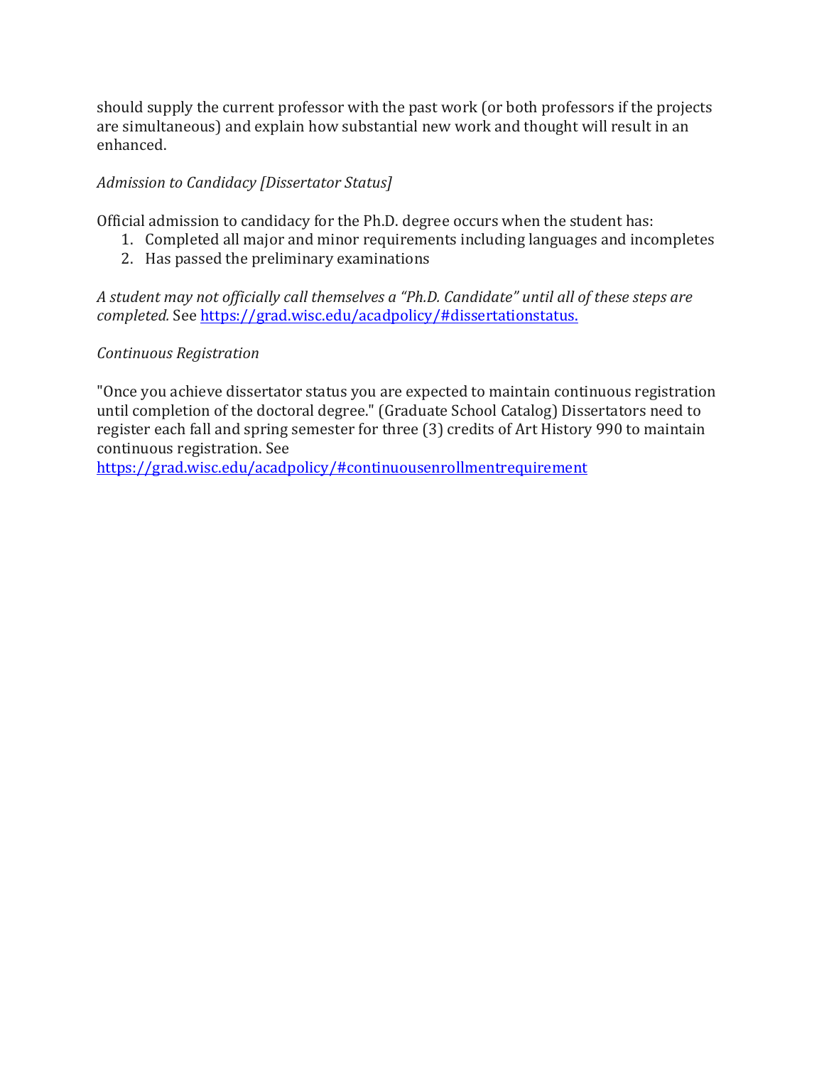should supply the current professor with the past work (or both professors if the projects are simultaneous) and explain how substantial new work and thought will result in an enhanced.

*Admission to Candidacy [Dissertator Status]*

Official admission to candidacy for the Ph.D. degree occurs when the student has:

1. Completed all major and minor requirements including languages and incompletes
2. Has passed the preliminary examinations

*A student may not officially call themselves a "Ph.D. Candidate" until all of these steps are completed.* See https://grad.wisc.edu/acadpolicy/#dissertationstatus.

*Continuous Registration*

"Once you achieve dissertator status you are expected to maintain continuous registration until completion of the doctoral degree." (Graduate School Catalog) Dissertators need to register each fall and spring semester for three (3) credits of Art History 990 to maintain continuous registration. See https://grad.wisc.edu/acadpolicy/#continuousenrollmentrequirement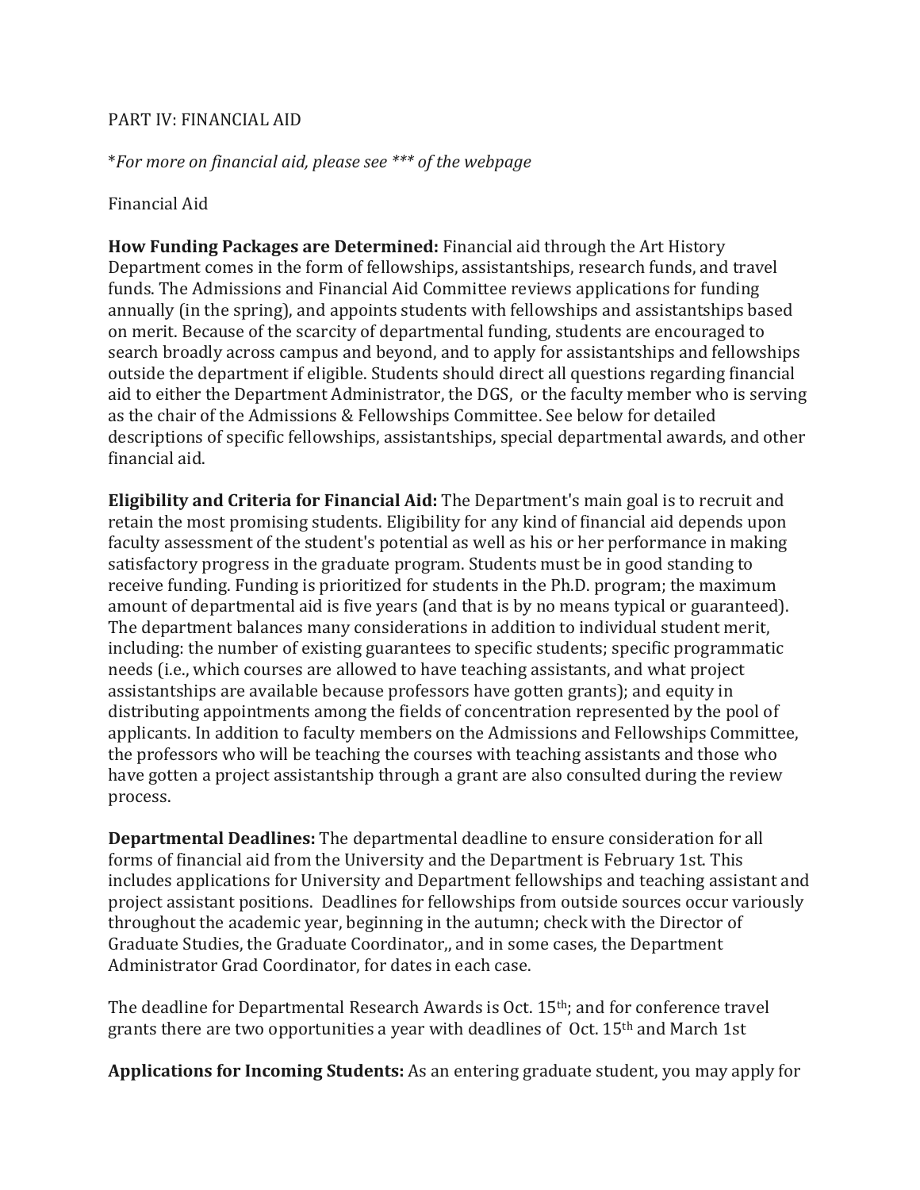PART IV: FINANCIAL AID

*For more on financial aid, please see *** of the webpage*

Financial Aid

**How Funding Packages are Determined:** Financial aid through the Art History Department comes in the form of fellowships, assistantships, research funds, and travel funds. The Admissions and Financial Aid Committee reviews applications for funding annually (in the spring), and appoints students with fellowships and assistantships based on merit. Because of the scarcity of departmental funding, students are encouraged to search broadly across campus and beyond, and to apply for assistantships and fellowships outside the department if eligible. Students should direct all questions regarding financial aid to either the Department Administrator, the DGS, or the faculty member who is serving as the chair of the Admissions & Fellowships Committee. See below for detailed descriptions of specific fellowships, assistantships, special departmental awards, and other financial aid.

**Eligibility and Criteria for Financial Aid:** The Department's main goal is to recruit and retain the most promising students. Eligibility for any kind of financial aid depends upon faculty assessment of the student's potential as well as his or her performance in making satisfactory progress in the graduate program. Students must be in good standing to receive funding. Funding is prioritized for students in the Ph.D. program; the maximum amount of departmental aid is five years (and that is by no means typical or guaranteed). The department balances many considerations in addition to individual student merit, including: the number of existing guarantees to specific students; specific programmatic needs (i.e., which courses are allowed to have teaching assistants, and what project assistantships are available because professors have gotten grants); and equity in distributing appointments among the fields of concentration represented by the pool of applicants. In addition to faculty members on the Admissions and Fellowships Committee, the professors who will be teaching the courses with teaching assistants and those who have gotten a project assistantship through a grant are also consulted during the review process.

**Departmental Deadlines:** The departmental deadline to ensure consideration for all forms of financial aid from the University and the Department is February 1st. This includes applications for University and Department fellowships and teaching assistant and project assistant positions. Deadlines for fellowships from outside sources occur variously throughout the academic year, beginning in the autumn; check with the Director of Graduate Studies, the Graduate Coordinator,, and in some cases, the Department Administrator Grad Coordinator, for dates in each case.

The deadline for Departmental Research Awards is Oct. 15th; and for conference travel grants there are two opportunities a year with deadlines of Oct. 15th and March 1st

**Applications for Incoming Students:** As an entering graduate student, you may apply for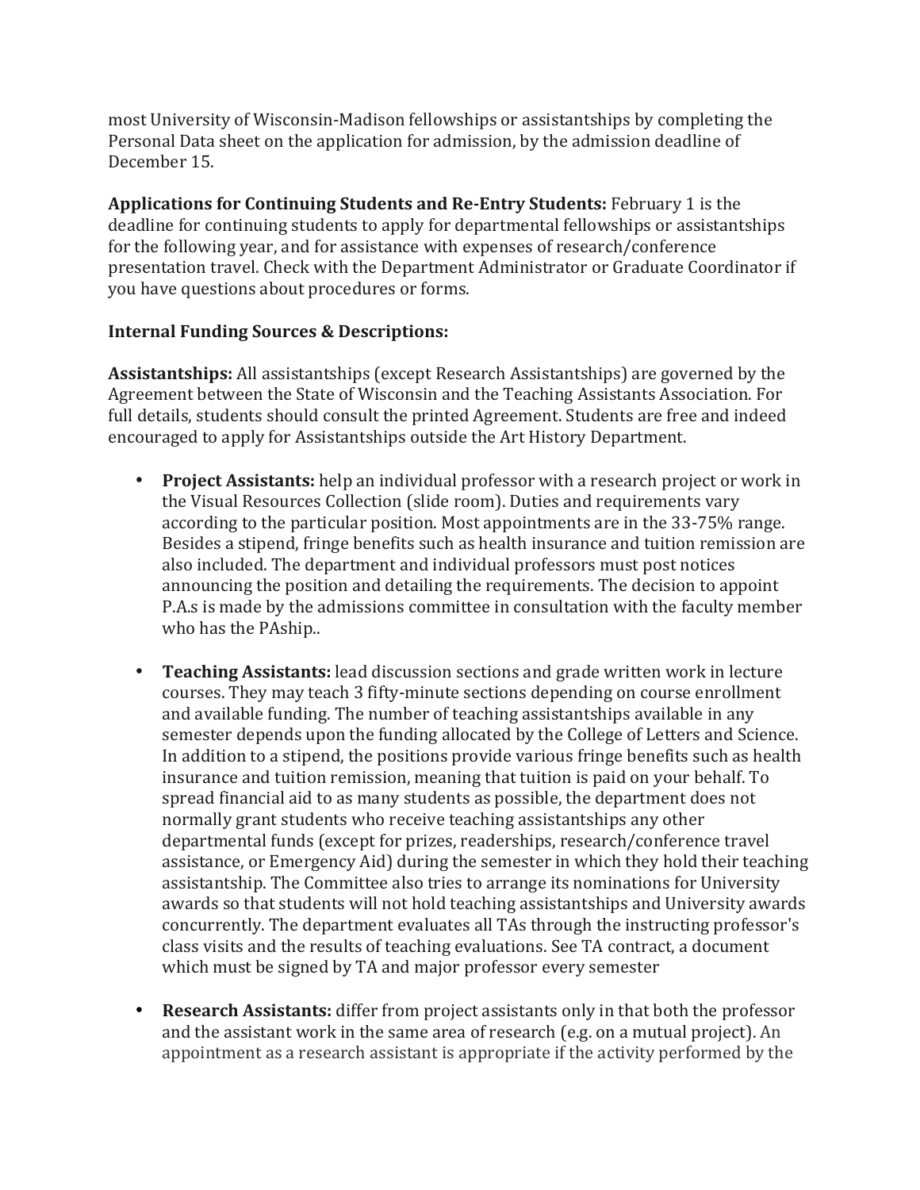most University of Wisconsin-Madison fellowships or assistantships by completing the Personal Data sheet on the application for admission, by the admission deadline of December 15.

**Applications for Continuing Students and Re-Entry Students:** February 1 is the deadline for continuing students to apply for departmental fellowships or assistantships for the following year, and for assistance with expenses of research/conference presentation travel. Check with the Department Administrator or Graduate Coordinator if you have questions about procedures or forms.

**Internal Funding Sources & Descriptions:**

**Assistantships:** All assistantships (except Research Assistantships) are governed by the Agreement between the State of Wisconsin and the Teaching Assistants Association. For full details, students should consult the printed Agreement. Students are free and indeed encouraged to apply for Assistantships outside the Art History Department.

- **Project Assistants:** help an individual professor with a research project or work in the Visual Resources Collection (slide room). Duties and requirements vary according to the particular position. Most appointments are in the 33-75% range. Besides a stipend, fringe benefits such as health insurance and tuition remission are also included. The department and individual professors must post notices announcing the position and detailing the requirements. The decision to appoint P.A.s is made by the admissions committee in consultation with the faculty member who has the PAship..

- **Teaching Assistants:** lead discussion sections and grade written work in lecture courses. They may teach 3 fifty-minute sections depending on course enrollment and available funding. The number of teaching assistantships available in any semester depends upon the funding allocated by the College of Letters and Science. In addition to a stipend, the positions provide various fringe benefits such as health insurance and tuition remission, meaning that tuition is paid on your behalf. To spread financial aid to as many students as possible, the department does not normally grant students who receive teaching assistantships any other departmental funds (except for prizes, readerships, research/conference travel assistance, or Emergency Aid) during the semester in which they hold their teaching assistantship. The Committee also tries to arrange its nominations for University awards so that students will not hold teaching assistantships and University awards concurrently. The department evaluates all TAs through the instructing professor's class visits and the results of teaching evaluations. See TA contract, a document which must be signed by TA and major professor every semester

- **Research Assistants:** differ from project assistants only in that both the professor and the assistant work in the same area of research (e.g. on a mutual project). An appointment as a research assistant is appropriate if the activity performed by the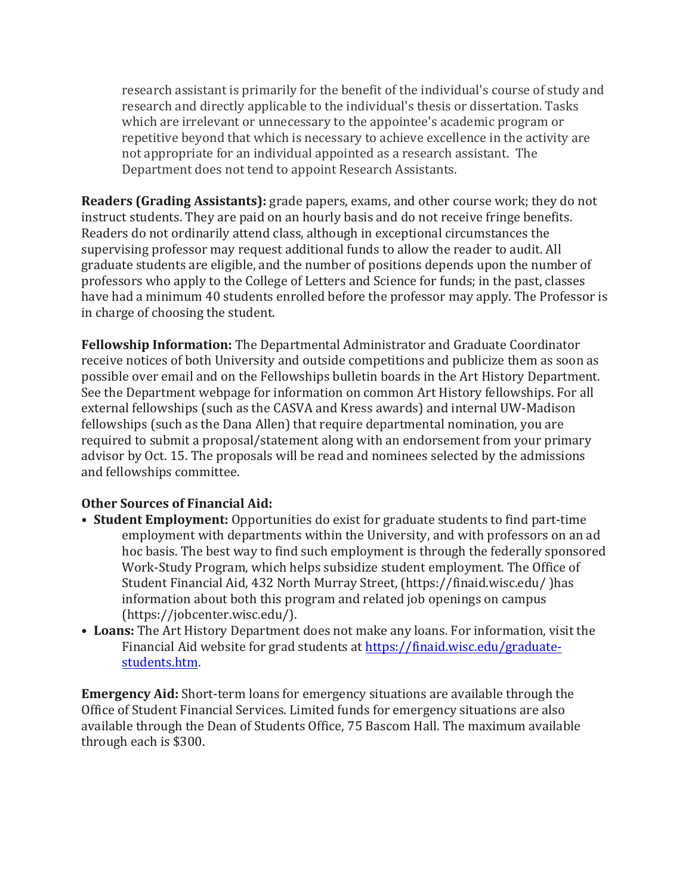research assistant is primarily for the benefit of the individual's course of study and research and directly applicable to the individual's thesis or dissertation. Tasks which are irrelevant or unnecessary to the appointee's academic program or repetitive beyond that which is necessary to achieve excellence in the activity are not appropriate for an individual appointed as a research assistant. The Department does not tend to appoint Research Assistants.

**Readers (Grading Assistants):** grade papers, exams, and other course work; they do not instruct students. They are paid on an hourly basis and do not receive fringe benefits. Readers do not ordinarily attend class, although in exceptional circumstances the supervising professor may request additional funds to allow the reader to audit. All graduate students are eligible, and the number of positions depends upon the number of professors who apply to the College of Letters and Science for funds; in the past, classes have had a minimum 40 students enrolled before the professor may apply. The Professor is in charge of choosing the student.

**Fellowship Information:** The Departmental Administrator and Graduate Coordinator receive notices of both University and outside competitions and publicize them as soon as possible over email and on the Fellowships bulletin boards in the Art History Department. See the Department webpage for information on common Art History fellowships. For all external fellowships (such as the CASVA and Kress awards) and internal UW-Madison fellowships (such as the Dana Allen) that require departmental nomination, you are required to submit a proposal/statement along with an endorsement from your primary advisor by Oct. 15. The proposals will be read and nominees selected by the admissions and fellowships committee.

**Other Sources of Financial Aid:**

- **Student Employment:** Opportunities do exist for graduate students to find part-time employment with departments within the University, and with professors on an ad hoc basis. The best way to find such employment is through the federally sponsored Work-Study Program, which helps subsidize student employment. The Office of Student Financial Aid, 432 North Murray Street, (https://finaid.wisc.edu/ )has information about both this program and related job openings on campus (https://jobcenter.wisc.edu/).
- **Loans:** The Art History Department does not make any loans. For information, visit the Financial Aid website for grad students at https://finaid.wisc.edu/graduate-students.htm.

**Emergency Aid:** Short-term loans for emergency situations are available through the Office of Student Financial Services. Limited funds for emergency situations are also available through the Dean of Students Office, 75 Bascom Hall. The maximum available through each is $300.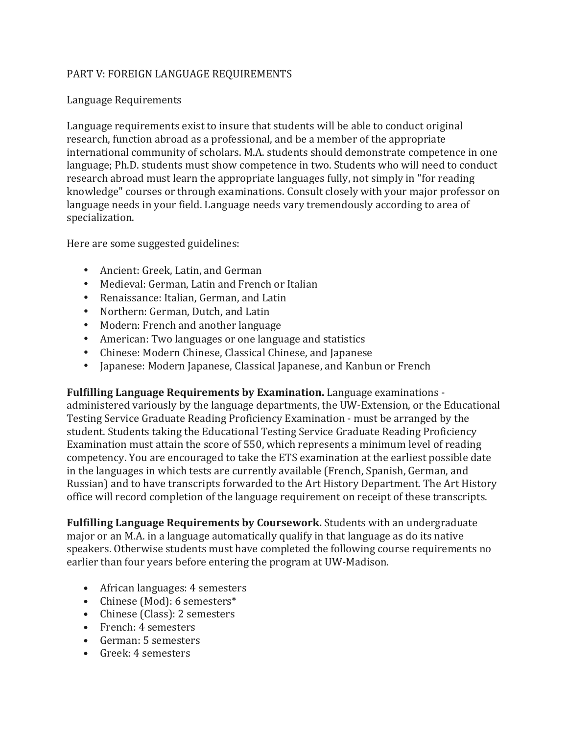# PART V: FOREIGN LANGUAGE REQUIREMENTS

## Language Requirements

Language requirements exist to insure that students will be able to conduct original research, function abroad as a professional, and be a member of the appropriate international community of scholars. M.A. students should demonstrate competence in one language; Ph.D. students must show competence in two. Students who will need to conduct research abroad must learn the appropriate languages fully, not simply in "for reading knowledge" courses or through examinations. Consult closely with your major professor on language needs in your field. Language needs vary tremendously according to area of specialization.

Here are some suggested guidelines:

- Ancient: Greek, Latin, and German
- Medieval: German, Latin and French or Italian
- Renaissance: Italian, German, and Latin
- Northern: German, Dutch, and Latin
- Modern: French and another language
- American: Two languages or one language and statistics
- Chinese: Modern Chinese, Classical Chinese, and Japanese
- Japanese: Modern Japanese, Classical Japanese, and Kanbun or French

**Fulfilling Language Requirements by Examination.** Language examinations - administered variously by the language departments, the UW-Extension, or the Educational Testing Service Graduate Reading Proficiency Examination - must be arranged by the student. Students taking the Educational Testing Service Graduate Reading Proficiency Examination must attain the score of 550, which represents a minimum level of reading competency. You are encouraged to take the ETS examination at the earliest possible date in the languages in which tests are currently available (French, Spanish, German, and Russian) and to have transcripts forwarded to the Art History Department. The Art History office will record completion of the language requirement on receipt of these transcripts.

**Fulfilling Language Requirements by Coursework.** Students with an undergraduate major or an M.A. in a language automatically qualify in that language as do its native speakers. Otherwise students must have completed the following course requirements no earlier than four years before entering the program at UW-Madison.

- African languages: 4 semesters
- Chinese (Mod): 6 semesters*
- Chinese (Class): 2 semesters
- French: 4 semesters
- German: 5 semesters
- Greek: 4 semesters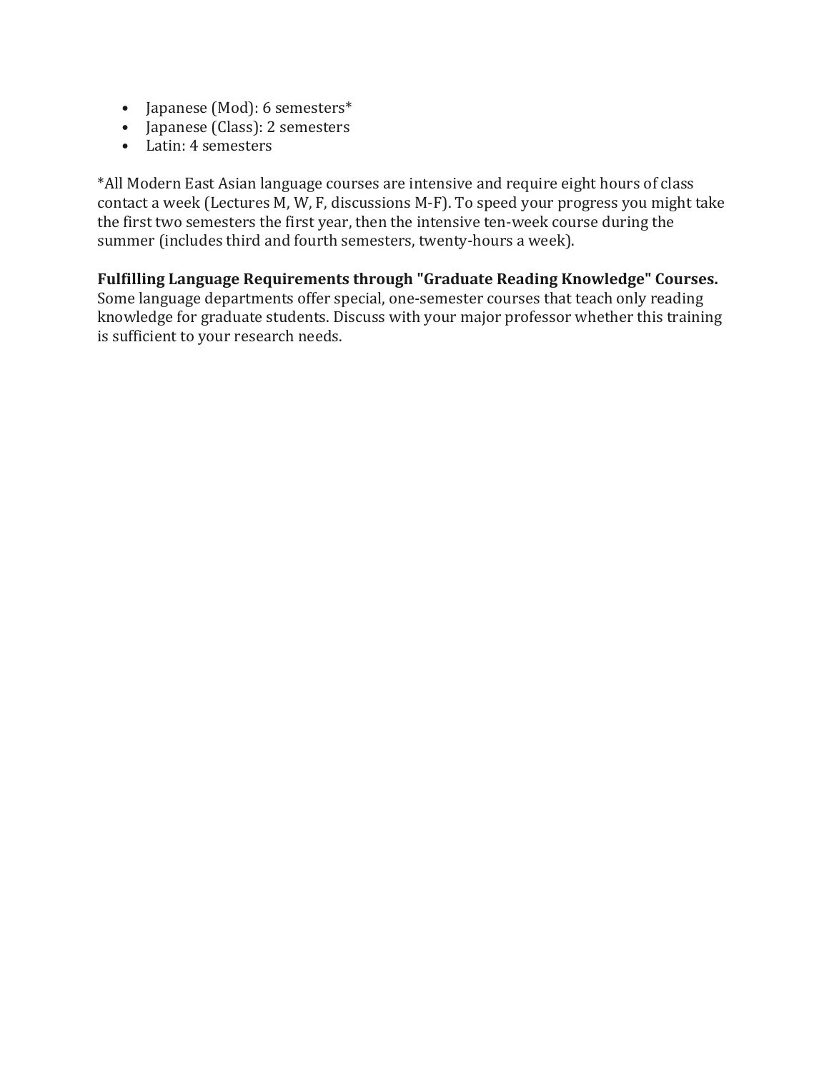- Japanese (Mod): 6 semesters*
- Japanese (Class): 2 semesters
- Latin: 4 semesters

*All Modern East Asian language courses are intensive and require eight hours of class contact a week (Lectures M, W, F, discussions M-F). To speed your progress you might take the first two semesters the first year, then the intensive ten-week course during the summer (includes third and fourth semesters, twenty-hours a week).

**Fulfilling Language Requirements through "Graduate Reading Knowledge" Courses.**
Some language departments offer special, one-semester courses that teach only reading knowledge for graduate students. Discuss with your major professor whether this training is sufficient to your research needs.